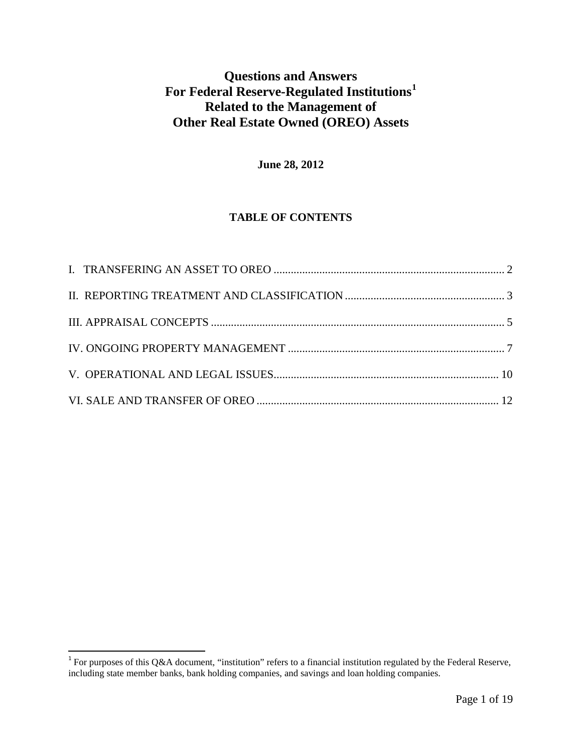# Questions and Answers For Federal Reserve-Regulated Institutions[1] Related to the Management of Other Real Estate Owned (OREO) Assets

**June 28, 2012**

## TABLE OF CONTENTS

I. TRANSFERING AN ASSET TO OREO .......... 2

II. REPORTING TREATMENT AND CLASSIFICATION .......... 3

III. APPRAISAL CONCEPTS .......... 5

IV. ONGOING PROPERTY MANAGEMENT .......... 7

V. OPERATIONAL AND LEGAL ISSUES .......... 10

VI. SALE AND TRANSFER OF OREO .......... 12

[1] For purposes of this Q&A document, "institution" refers to a financial institution regulated by the Federal Reserve, including state member banks, bank holding companies, and savings and loan holding companies.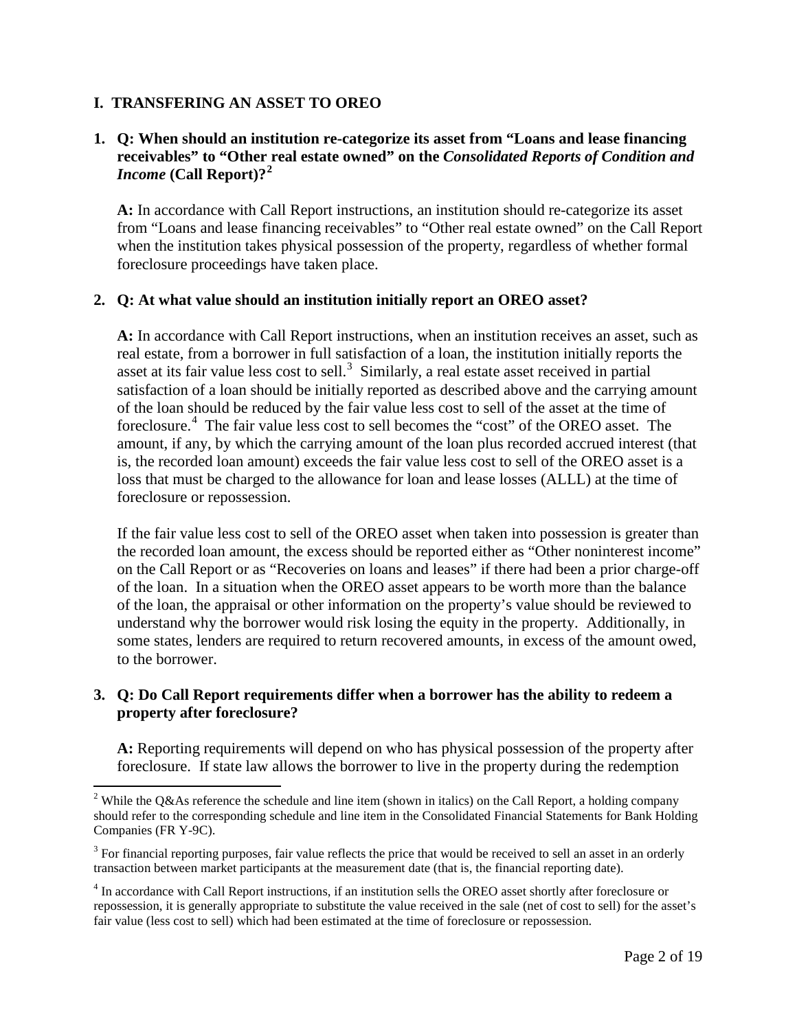## I. TRANSFERING AN ASSET TO OREO

**1. Q: When should an institution re-categorize its asset from "Loans and lease financing receivables" to "Other real estate owned" on the *Consolidated Reports of Condition and Income* (Call Report)?[2]**

**A:** In accordance with Call Report instructions, an institution should re-categorize its asset from "Loans and lease financing receivables" to "Other real estate owned" on the Call Report when the institution takes physical possession of the property, regardless of whether formal foreclosure proceedings have taken place.

**2. Q: At what value should an institution initially report an OREO asset?**

**A:** In accordance with Call Report instructions, when an institution receives an asset, such as real estate, from a borrower in full satisfaction of a loan, the institution initially reports the asset at its fair value less cost to sell.[3] Similarly, a real estate asset received in partial satisfaction of a loan should be initially reported as described above and the carrying amount of the loan should be reduced by the fair value less cost to sell of the asset at the time of foreclosure.[4] The fair value less cost to sell becomes the "cost" of the OREO asset. The amount, if any, by which the carrying amount of the loan plus recorded accrued interest (that is, the recorded loan amount) exceeds the fair value less cost to sell of the OREO asset is a loss that must be charged to the allowance for loan and lease losses (ALLL) at the time of foreclosure or repossession.

If the fair value less cost to sell of the OREO asset when taken into possession is greater than the recorded loan amount, the excess should be reported either as "Other noninterest income" on the Call Report or as "Recoveries on loans and leases" if there had been a prior charge-off of the loan. In a situation when the OREO asset appears to be worth more than the balance of the loan, the appraisal or other information on the property's value should be reviewed to understand why the borrower would risk losing the equity in the property. Additionally, in some states, lenders are required to return recovered amounts, in excess of the amount owed, to the borrower.

**3. Q: Do Call Report requirements differ when a borrower has the ability to redeem a property after foreclosure?**

**A:** Reporting requirements will depend on who has physical possession of the property after foreclosure. If state law allows the borrower to live in the property during the redemption

---

[2] While the Q&As reference the schedule and line item (shown in italics) on the Call Report, a holding company should refer to the corresponding schedule and line item in the Consolidated Financial Statements for Bank Holding Companies (FR Y-9C).

[3] For financial reporting purposes, fair value reflects the price that would be received to sell an asset in an orderly transaction between market participants at the measurement date (that is, the financial reporting date).

[4] In accordance with Call Report instructions, if an institution sells the OREO asset shortly after foreclosure or repossession, it is generally appropriate to substitute the value received in the sale (net of cost to sell) for the asset's fair value (less cost to sell) which had been estimated at the time of foreclosure or repossession.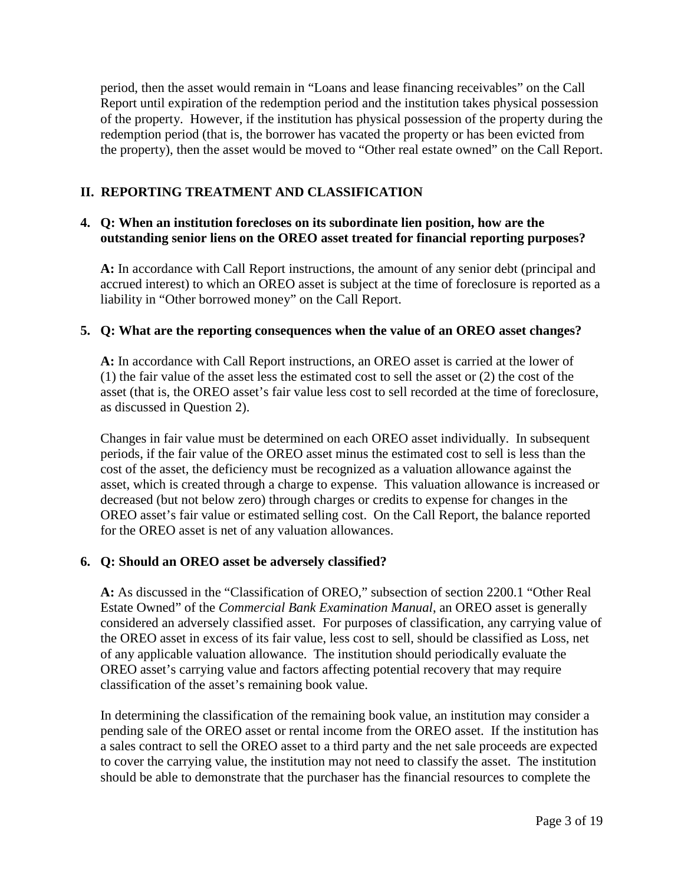period, then the asset would remain in "Loans and lease financing receivables" on the Call Report until expiration of the redemption period and the institution takes physical possession of the property. However, if the institution has physical possession of the property during the redemption period (that is, the borrower has vacated the property or has been evicted from the property), then the asset would be moved to "Other real estate owned" on the Call Report.

## II. REPORTING TREATMENT AND CLASSIFICATION

**4. Q: When an institution forecloses on its subordinate lien position, how are the outstanding senior liens on the OREO asset treated for financial reporting purposes?**

**A:** In accordance with Call Report instructions, the amount of any senior debt (principal and accrued interest) to which an OREO asset is subject at the time of foreclosure is reported as a liability in "Other borrowed money" on the Call Report.

**5. Q: What are the reporting consequences when the value of an OREO asset changes?**

**A:** In accordance with Call Report instructions, an OREO asset is carried at the lower of (1) the fair value of the asset less the estimated cost to sell the asset or (2) the cost of the asset (that is, the OREO asset's fair value less cost to sell recorded at the time of foreclosure, as discussed in Question 2).

Changes in fair value must be determined on each OREO asset individually. In subsequent periods, if the fair value of the OREO asset minus the estimated cost to sell is less than the cost of the asset, the deficiency must be recognized as a valuation allowance against the asset, which is created through a charge to expense. This valuation allowance is increased or decreased (but not below zero) through charges or credits to expense for changes in the OREO asset's fair value or estimated selling cost. On the Call Report, the balance reported for the OREO asset is net of any valuation allowances.

**6. Q: Should an OREO asset be adversely classified?**

**A:** As discussed in the "Classification of OREO," subsection of section 2200.1 "Other Real Estate Owned" of the *Commercial Bank Examination Manual*, an OREO asset is generally considered an adversely classified asset. For purposes of classification, any carrying value of the OREO asset in excess of its fair value, less cost to sell, should be classified as Loss, net of any applicable valuation allowance. The institution should periodically evaluate the OREO asset's carrying value and factors affecting potential recovery that may require classification of the asset's remaining book value.

In determining the classification of the remaining book value, an institution may consider a pending sale of the OREO asset or rental income from the OREO asset. If the institution has a sales contract to sell the OREO asset to a third party and the net sale proceeds are expected to cover the carrying value, the institution may not need to classify the asset. The institution should be able to demonstrate that the purchaser has the financial resources to complete the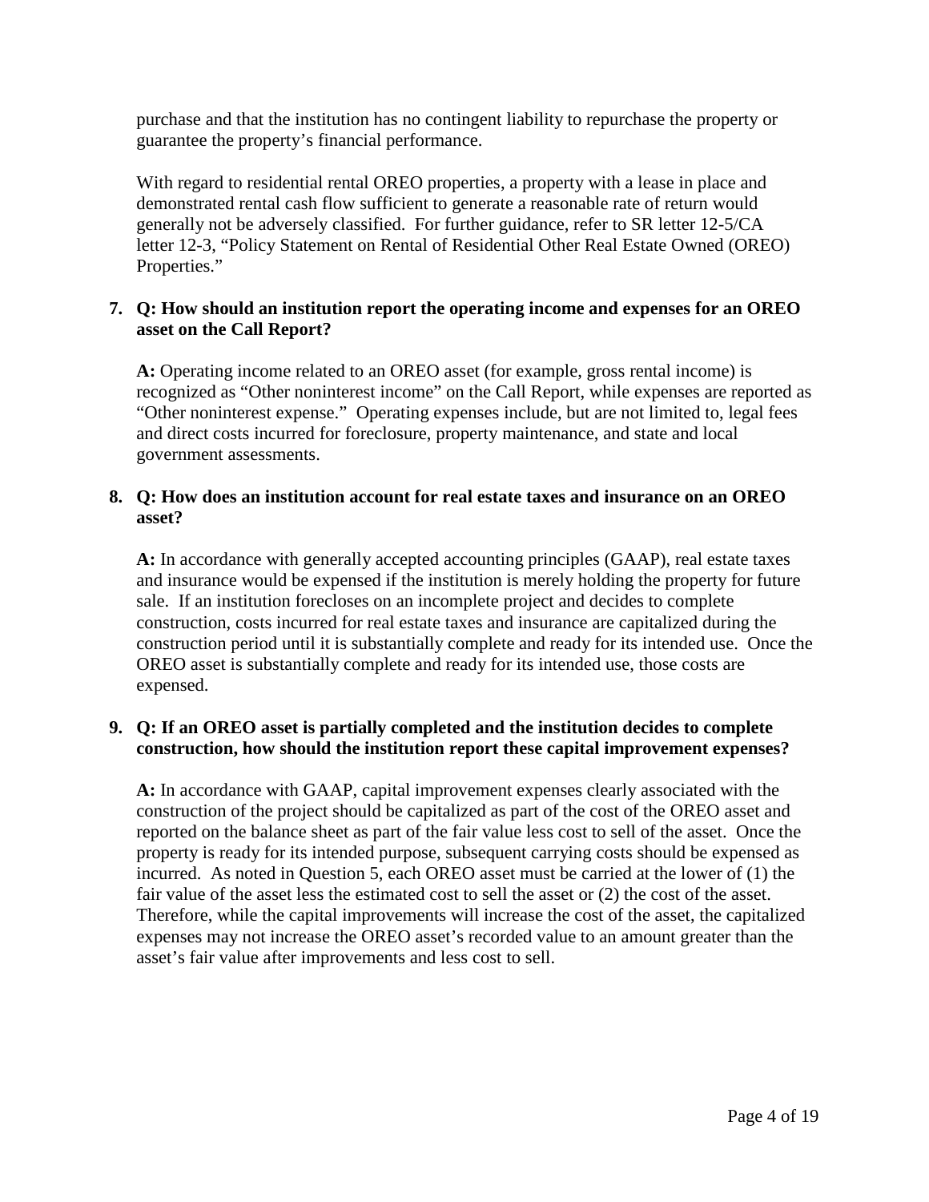purchase and that the institution has no contingent liability to repurchase the property or guarantee the property's financial performance.

With regard to residential rental OREO properties, a property with a lease in place and demonstrated rental cash flow sufficient to generate a reasonable rate of return would generally not be adversely classified. For further guidance, refer to SR letter 12-5/CA letter 12-3, "Policy Statement on Rental of Residential Other Real Estate Owned (OREO) Properties."

7. **Q: How should an institution report the operating income and expenses for an OREO asset on the Call Report?**

   **A:** Operating income related to an OREO asset (for example, gross rental income) is recognized as "Other noninterest income" on the Call Report, while expenses are reported as "Other noninterest expense." Operating expenses include, but are not limited to, legal fees and direct costs incurred for foreclosure, property maintenance, and state and local government assessments.

8. **Q: How does an institution account for real estate taxes and insurance on an OREO asset?**

   **A:** In accordance with generally accepted accounting principles (GAAP), real estate taxes and insurance would be expensed if the institution is merely holding the property for future sale. If an institution forecloses on an incomplete project and decides to complete construction, costs incurred for real estate taxes and insurance are capitalized during the construction period until it is substantially complete and ready for its intended use. Once the OREO asset is substantially complete and ready for its intended use, those costs are expensed.

9. **Q: If an OREO asset is partially completed and the institution decides to complete construction, how should the institution report these capital improvement expenses?**

   **A:** In accordance with GAAP, capital improvement expenses clearly associated with the construction of the project should be capitalized as part of the cost of the OREO asset and reported on the balance sheet as part of the fair value less cost to sell of the asset. Once the property is ready for its intended purpose, subsequent carrying costs should be expensed as incurred. As noted in Question 5, each OREO asset must be carried at the lower of (1) the fair value of the asset less the estimated cost to sell the asset or (2) the cost of the asset. Therefore, while the capital improvements will increase the cost of the asset, the capitalized expenses may not increase the OREO asset's recorded value to an amount greater than the asset's fair value after improvements and less cost to sell.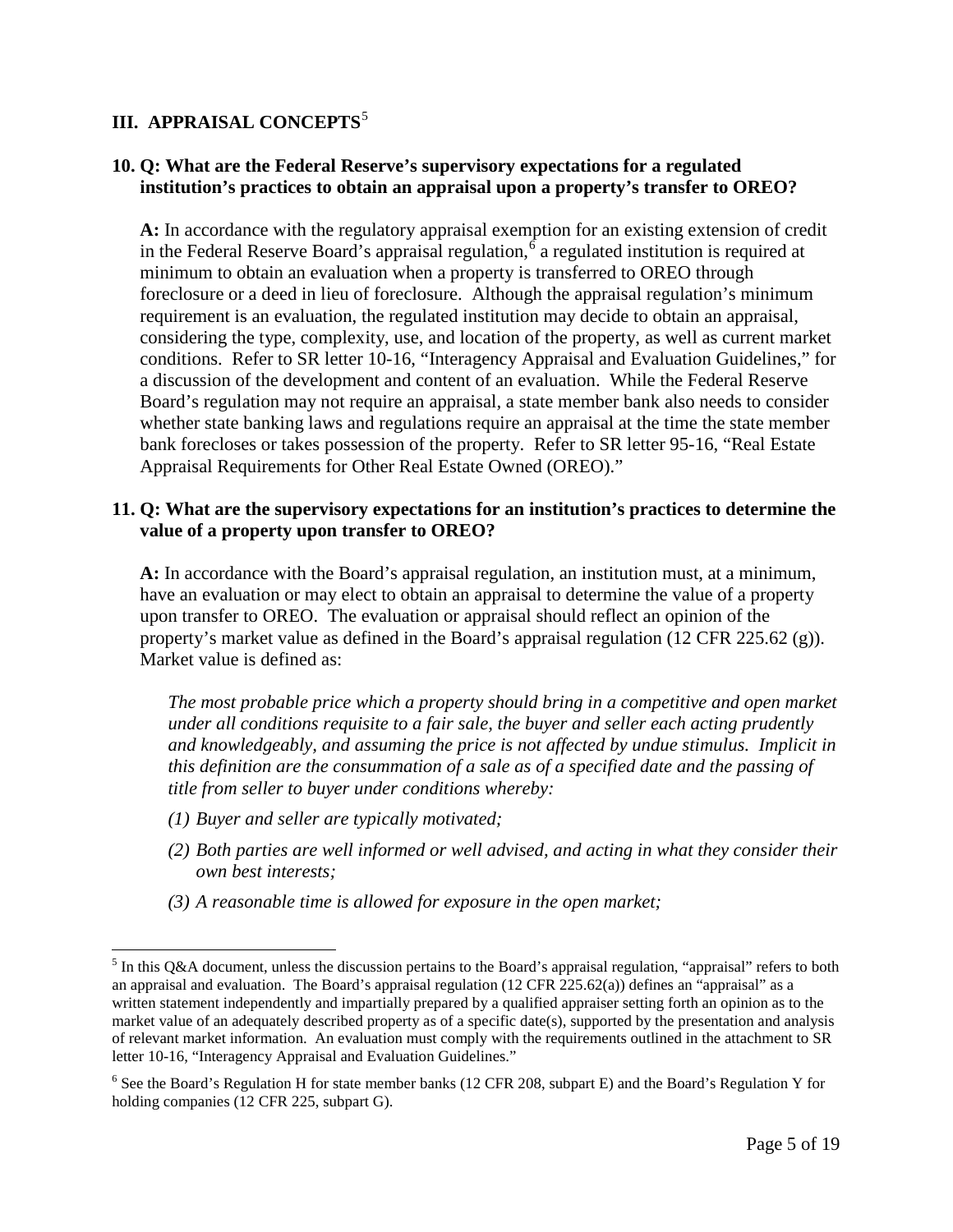## III. APPRAISAL CONCEPTS[5]

### 10. Q: What are the Federal Reserve's supervisory expectations for a regulated institution's practices to obtain an appraisal upon a property's transfer to OREO?

**A:** In accordance with the regulatory appraisal exemption for an existing extension of credit in the Federal Reserve Board's appraisal regulation,[6] a regulated institution is required at minimum to obtain an evaluation when a property is transferred to OREO through foreclosure or a deed in lieu of foreclosure. Although the appraisal regulation's minimum requirement is an evaluation, the regulated institution may decide to obtain an appraisal, considering the type, complexity, use, and location of the property, as well as current market conditions. Refer to SR letter 10-16, "Interagency Appraisal and Evaluation Guidelines," for a discussion of the development and content of an evaluation. While the Federal Reserve Board's regulation may not require an appraisal, a state member bank also needs to consider whether state banking laws and regulations require an appraisal at the time the state member bank forecloses or takes possession of the property. Refer to SR letter 95-16, "Real Estate Appraisal Requirements for Other Real Estate Owned (OREO)."

### 11. Q: What are the supervisory expectations for an institution's practices to determine the value of a property upon transfer to OREO?

**A:** In accordance with the Board's appraisal regulation, an institution must, at a minimum, have an evaluation or may elect to obtain an appraisal to determine the value of a property upon transfer to OREO. The evaluation or appraisal should reflect an opinion of the property's market value as defined in the Board's appraisal regulation (12 CFR 225.62 (g)). Market value is defined as:

*The most probable price which a property should bring in a competitive and open market under all conditions requisite to a fair sale, the buyer and seller each acting prudently and knowledgeably, and assuming the price is not affected by undue stimulus. Implicit in this definition are the consummation of a sale as of a specified date and the passing of title from seller to buyer under conditions whereby:*

*(1) Buyer and seller are typically motivated;*

*(2) Both parties are well informed or well advised, and acting in what they consider their own best interests;*

*(3) A reasonable time is allowed for exposure in the open market;*

---

[5] In this Q&A document, unless the discussion pertains to the Board's appraisal regulation, "appraisal" refers to both an appraisal and evaluation. The Board's appraisal regulation (12 CFR 225.62(a)) defines an "appraisal" as a written statement independently and impartially prepared by a qualified appraiser setting forth an opinion as to the market value of an adequately described property as of a specific date(s), supported by the presentation and analysis of relevant market information. An evaluation must comply with the requirements outlined in the attachment to SR letter 10-16, "Interagency Appraisal and Evaluation Guidelines."

[6] See the Board's Regulation H for state member banks (12 CFR 208, subpart E) and the Board's Regulation Y for holding companies (12 CFR 225, subpart G).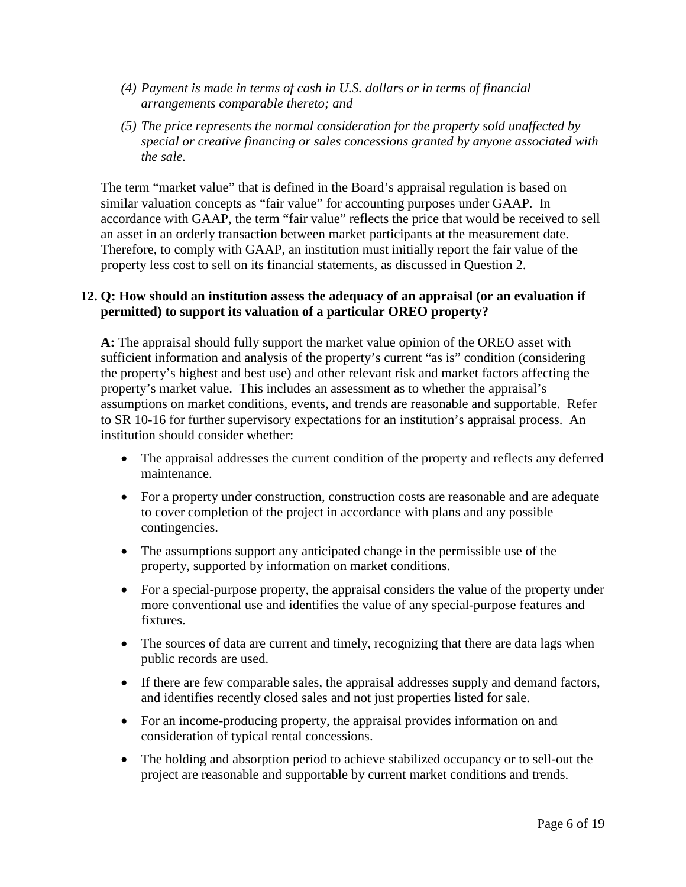*(4) Payment is made in terms of cash in U.S. dollars or in terms of financial arrangements comparable thereto; and*

*(5) The price represents the normal consideration for the property sold unaffected by special or creative financing or sales concessions granted by anyone associated with the sale.*

The term "market value" that is defined in the Board's appraisal regulation is based on similar valuation concepts as "fair value" for accounting purposes under GAAP. In accordance with GAAP, the term "fair value" reflects the price that would be received to sell an asset in an orderly transaction between market participants at the measurement date. Therefore, to comply with GAAP, an institution must initially report the fair value of the property less cost to sell on its financial statements, as discussed in Question 2.

**12. Q: How should an institution assess the adequacy of an appraisal (or an evaluation if permitted) to support its valuation of a particular OREO property?**

**A:** The appraisal should fully support the market value opinion of the OREO asset with sufficient information and analysis of the property's current "as is" condition (considering the property's highest and best use) and other relevant risk and market factors affecting the property's market value. This includes an assessment as to whether the appraisal's assumptions on market conditions, events, and trends are reasonable and supportable. Refer to SR 10-16 for further supervisory expectations for an institution's appraisal process. An institution should consider whether:

- The appraisal addresses the current condition of the property and reflects any deferred maintenance.
- For a property under construction, construction costs are reasonable and are adequate to cover completion of the project in accordance with plans and any possible contingencies.
- The assumptions support any anticipated change in the permissible use of the property, supported by information on market conditions.
- For a special-purpose property, the appraisal considers the value of the property under more conventional use and identifies the value of any special-purpose features and fixtures.
- The sources of data are current and timely, recognizing that there are data lags when public records are used.
- If there are few comparable sales, the appraisal addresses supply and demand factors, and identifies recently closed sales and not just properties listed for sale.
- For an income-producing property, the appraisal provides information on and consideration of typical rental concessions.
- The holding and absorption period to achieve stabilized occupancy or to sell-out the project are reasonable and supportable by current market conditions and trends.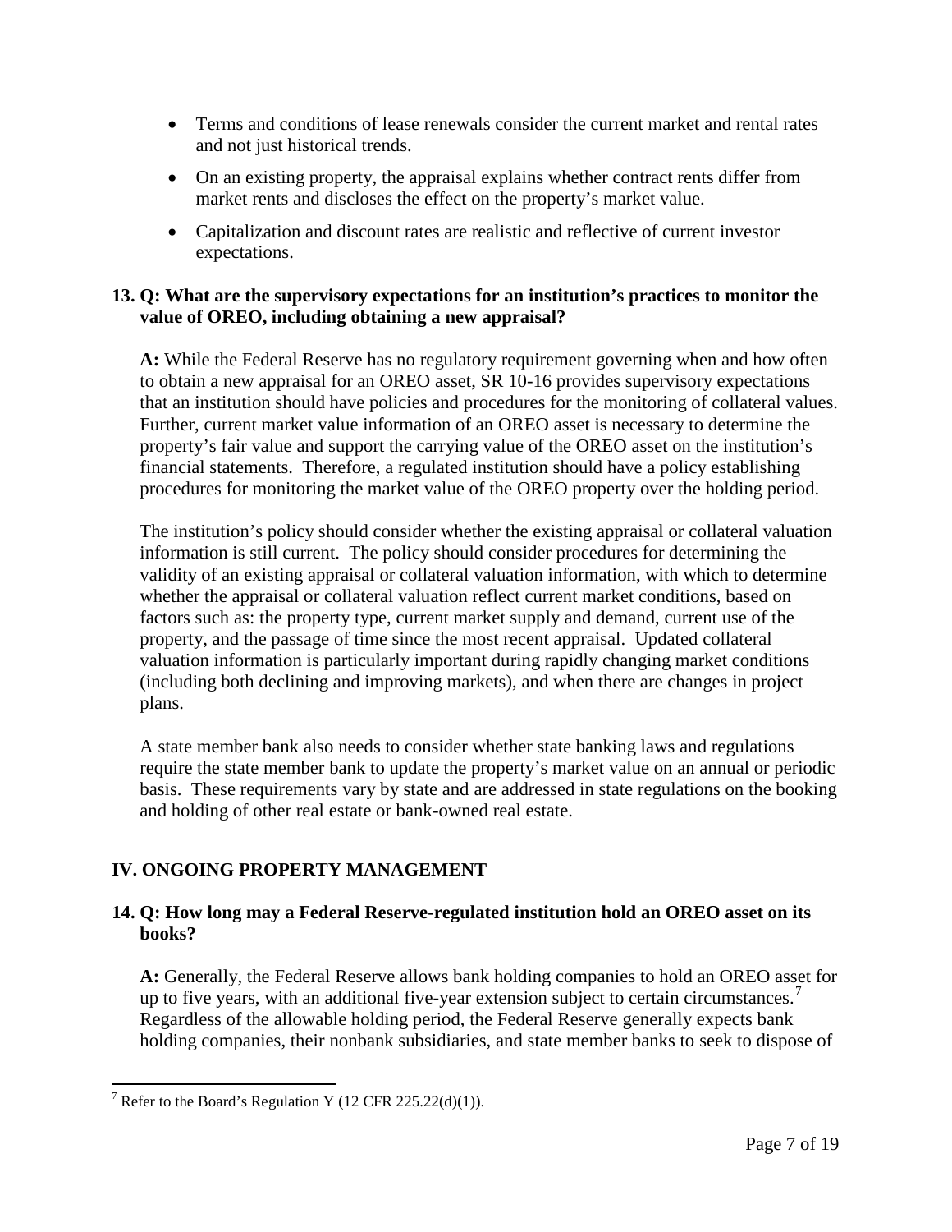- Terms and conditions of lease renewals consider the current market and rental rates and not just historical trends.
- On an existing property, the appraisal explains whether contract rents differ from market rents and discloses the effect on the property's market value.
- Capitalization and discount rates are realistic and reflective of current investor expectations.

### 13. Q: What are the supervisory expectations for an institution's practices to monitor the value of OREO, including obtaining a new appraisal?

**A:** While the Federal Reserve has no regulatory requirement governing when and how often to obtain a new appraisal for an OREO asset, SR 10-16 provides supervisory expectations that an institution should have policies and procedures for the monitoring of collateral values. Further, current market value information of an OREO asset is necessary to determine the property's fair value and support the carrying value of the OREO asset on the institution's financial statements. Therefore, a regulated institution should have a policy establishing procedures for monitoring the market value of the OREO property over the holding period.

The institution's policy should consider whether the existing appraisal or collateral valuation information is still current. The policy should consider procedures for determining the validity of an existing appraisal or collateral valuation information, with which to determine whether the appraisal or collateral valuation reflect current market conditions, based on factors such as: the property type, current market supply and demand, current use of the property, and the passage of time since the most recent appraisal. Updated collateral valuation information is particularly important during rapidly changing market conditions (including both declining and improving markets), and when there are changes in project plans.

A state member bank also needs to consider whether state banking laws and regulations require the state member bank to update the property's market value on an annual or periodic basis. These requirements vary by state and are addressed in state regulations on the booking and holding of other real estate or bank-owned real estate.

## IV. ONGOING PROPERTY MANAGEMENT

### 14. Q: How long may a Federal Reserve-regulated institution hold an OREO asset on its books?

**A:** Generally, the Federal Reserve allows bank holding companies to hold an OREO asset for up to five years, with an additional five-year extension subject to certain circumstances.[7] Regardless of the allowable holding period, the Federal Reserve generally expects bank holding companies, their nonbank subsidiaries, and state member banks to seek to dispose of

[7] Refer to the Board's Regulation Y (12 CFR 225.22(d)(1)).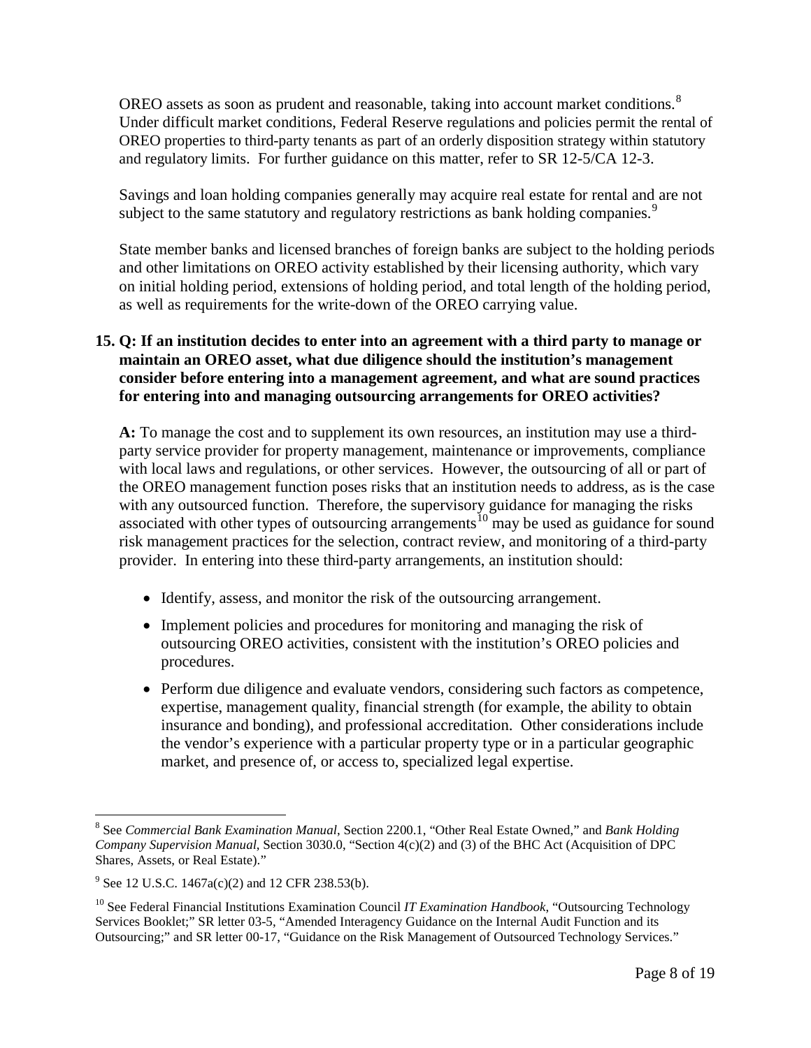OREO assets as soon as prudent and reasonable, taking into account market conditions.[8] Under difficult market conditions, Federal Reserve regulations and policies permit the rental of OREO properties to third-party tenants as part of an orderly disposition strategy within statutory and regulatory limits. For further guidance on this matter, refer to SR 12-5/CA 12-3.

Savings and loan holding companies generally may acquire real estate for rental and are not subject to the same statutory and regulatory restrictions as bank holding companies.[9]

State member banks and licensed branches of foreign banks are subject to the holding periods and other limitations on OREO activity established by their licensing authority, which vary on initial holding period, extensions of holding period, and total length of the holding period, as well as requirements for the write-down of the OREO carrying value.

**15. Q: If an institution decides to enter into an agreement with a third party to manage or maintain an OREO asset, what due diligence should the institution's management consider before entering into a management agreement, and what are sound practices for entering into and managing outsourcing arrangements for OREO activities?**

**A:** To manage the cost and to supplement its own resources, an institution may use a third-party service provider for property management, maintenance or improvements, compliance with local laws and regulations, or other services. However, the outsourcing of all or part of the OREO management function poses risks that an institution needs to address, as is the case with any outsourced function. Therefore, the supervisory guidance for managing the risks associated with other types of outsourcing arrangements[10] may be used as guidance for sound risk management practices for the selection, contract review, and monitoring of a third-party provider. In entering into these third-party arrangements, an institution should:

- Identify, assess, and monitor the risk of the outsourcing arrangement.
- Implement policies and procedures for monitoring and managing the risk of outsourcing OREO activities, consistent with the institution's OREO policies and procedures.
- Perform due diligence and evaluate vendors, considering such factors as competence, expertise, management quality, financial strength (for example, the ability to obtain insurance and bonding), and professional accreditation. Other considerations include the vendor's experience with a particular property type or in a particular geographic market, and presence of, or access to, specialized legal expertise.

---

[8] See *Commercial Bank Examination Manual*, Section 2200.1, "Other Real Estate Owned," and *Bank Holding Company Supervision Manual*, Section 3030.0, "Section 4(c)(2) and (3) of the BHC Act (Acquisition of DPC Shares, Assets, or Real Estate)."

[9] See 12 U.S.C. 1467a(c)(2) and 12 CFR 238.53(b).

[10] See Federal Financial Institutions Examination Council *IT Examination Handbook*, "Outsourcing Technology Services Booklet;" SR letter 03-5, "Amended Interagency Guidance on the Internal Audit Function and its Outsourcing;" and SR letter 00-17, "Guidance on the Risk Management of Outsourced Technology Services."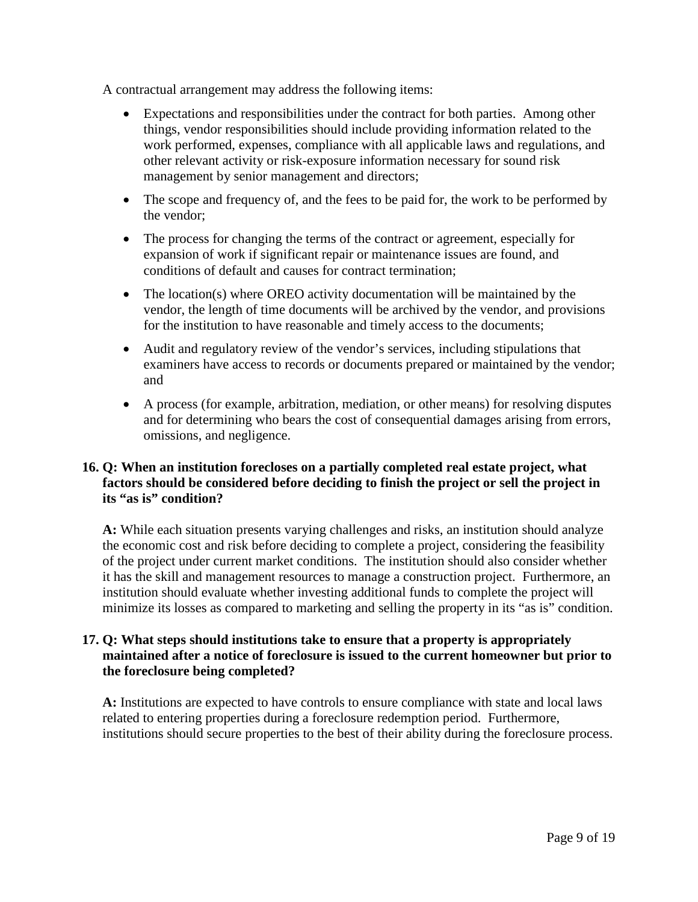A contractual arrangement may address the following items:

- Expectations and responsibilities under the contract for both parties. Among other things, vendor responsibilities should include providing information related to the work performed, expenses, compliance with all applicable laws and regulations, and other relevant activity or risk-exposure information necessary for sound risk management by senior management and directors;
- The scope and frequency of, and the fees to be paid for, the work to be performed by the vendor;
- The process for changing the terms of the contract or agreement, especially for expansion of work if significant repair or maintenance issues are found, and conditions of default and causes for contract termination;
- The location(s) where OREO activity documentation will be maintained by the vendor, the length of time documents will be archived by the vendor, and provisions for the institution to have reasonable and timely access to the documents;
- Audit and regulatory review of the vendor's services, including stipulations that examiners have access to records or documents prepared or maintained by the vendor; and
- A process (for example, arbitration, mediation, or other means) for resolving disputes and for determining who bears the cost of consequential damages arising from errors, omissions, and negligence.

**16. Q: When an institution forecloses on a partially completed real estate project, what factors should be considered before deciding to finish the project or sell the project in its "as is" condition?**

**A:** While each situation presents varying challenges and risks, an institution should analyze the economic cost and risk before deciding to complete a project, considering the feasibility of the project under current market conditions. The institution should also consider whether it has the skill and management resources to manage a construction project. Furthermore, an institution should evaluate whether investing additional funds to complete the project will minimize its losses as compared to marketing and selling the property in its "as is" condition.

**17. Q: What steps should institutions take to ensure that a property is appropriately maintained after a notice of foreclosure is issued to the current homeowner but prior to the foreclosure being completed?**

**A:** Institutions are expected to have controls to ensure compliance with state and local laws related to entering properties during a foreclosure redemption period. Furthermore, institutions should secure properties to the best of their ability during the foreclosure process.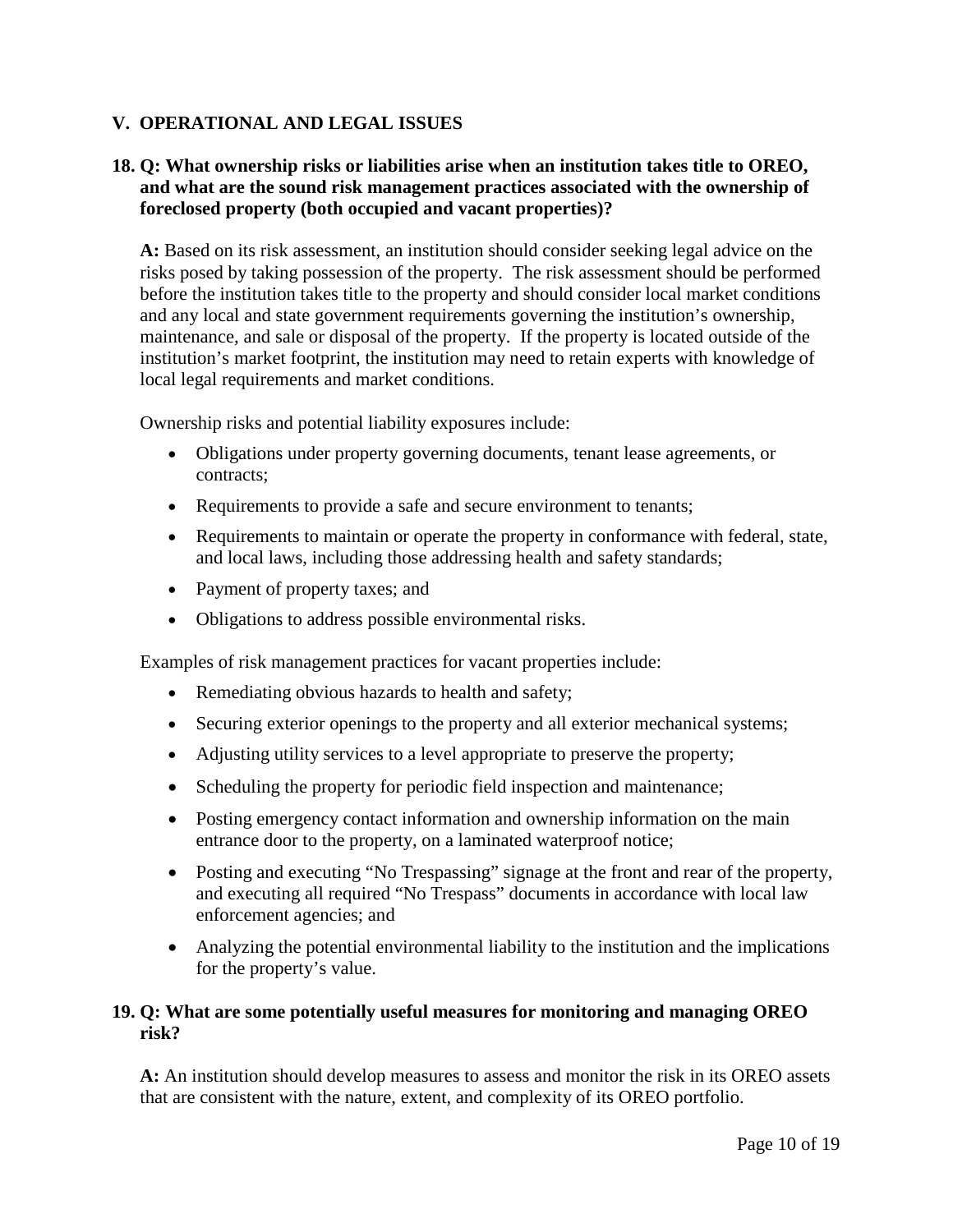## V. OPERATIONAL AND LEGAL ISSUES

### 18. Q: What ownership risks or liabilities arise when an institution takes title to OREO, and what are the sound risk management practices associated with the ownership of foreclosed property (both occupied and vacant properties)?

**A:** Based on its risk assessment, an institution should consider seeking legal advice on the risks posed by taking possession of the property. The risk assessment should be performed before the institution takes title to the property and should consider local market conditions and any local and state government requirements governing the institution's ownership, maintenance, and sale or disposal of the property. If the property is located outside of the institution's market footprint, the institution may need to retain experts with knowledge of local legal requirements and market conditions.

Ownership risks and potential liability exposures include:

- Obligations under property governing documents, tenant lease agreements, or contracts;
- Requirements to provide a safe and secure environment to tenants;
- Requirements to maintain or operate the property in conformance with federal, state, and local laws, including those addressing health and safety standards;
- Payment of property taxes; and
- Obligations to address possible environmental risks.

Examples of risk management practices for vacant properties include:

- Remediating obvious hazards to health and safety;
- Securing exterior openings to the property and all exterior mechanical systems;
- Adjusting utility services to a level appropriate to preserve the property;
- Scheduling the property for periodic field inspection and maintenance;
- Posting emergency contact information and ownership information on the main entrance door to the property, on a laminated waterproof notice;
- Posting and executing "No Trespassing" signage at the front and rear of the property, and executing all required "No Trespass" documents in accordance with local law enforcement agencies; and
- Analyzing the potential environmental liability to the institution and the implications for the property's value.

### 19. Q: What are some potentially useful measures for monitoring and managing OREO risk?

**A:** An institution should develop measures to assess and monitor the risk in its OREO assets that are consistent with the nature, extent, and complexity of its OREO portfolio.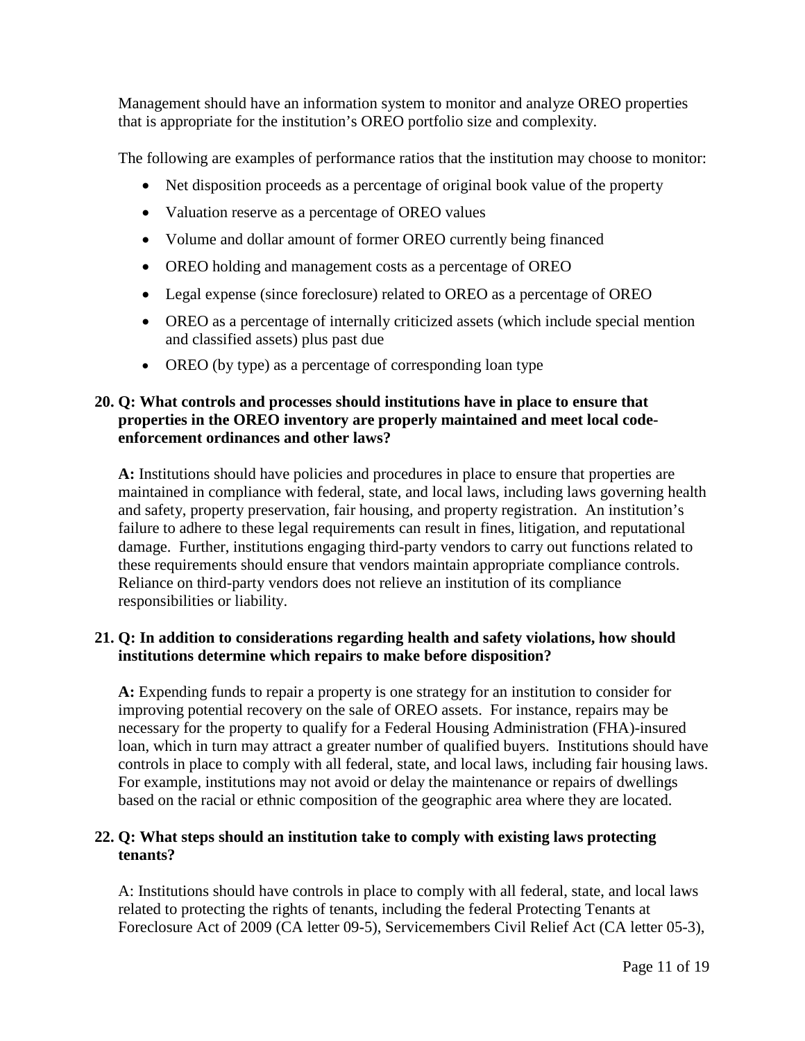Management should have an information system to monitor and analyze OREO properties that is appropriate for the institution's OREO portfolio size and complexity.

The following are examples of performance ratios that the institution may choose to monitor:

- Net disposition proceeds as a percentage of original book value of the property
- Valuation reserve as a percentage of OREO values
- Volume and dollar amount of former OREO currently being financed
- OREO holding and management costs as a percentage of OREO
- Legal expense (since foreclosure) related to OREO as a percentage of OREO
- OREO as a percentage of internally criticized assets (which include special mention and classified assets) plus past due
- OREO (by type) as a percentage of corresponding loan type

**20. Q: What controls and processes should institutions have in place to ensure that properties in the OREO inventory are properly maintained and meet local code-enforcement ordinances and other laws?**

**A:** Institutions should have policies and procedures in place to ensure that properties are maintained in compliance with federal, state, and local laws, including laws governing health and safety, property preservation, fair housing, and property registration. An institution's failure to adhere to these legal requirements can result in fines, litigation, and reputational damage. Further, institutions engaging third-party vendors to carry out functions related to these requirements should ensure that vendors maintain appropriate compliance controls. Reliance on third-party vendors does not relieve an institution of its compliance responsibilities or liability.

**21. Q: In addition to considerations regarding health and safety violations, how should institutions determine which repairs to make before disposition?**

**A:** Expending funds to repair a property is one strategy for an institution to consider for improving potential recovery on the sale of OREO assets. For instance, repairs may be necessary for the property to qualify for a Federal Housing Administration (FHA)-insured loan, which in turn may attract a greater number of qualified buyers. Institutions should have controls in place to comply with all federal, state, and local laws, including fair housing laws. For example, institutions may not avoid or delay the maintenance or repairs of dwellings based on the racial or ethnic composition of the geographic area where they are located.

**22. Q: What steps should an institution take to comply with existing laws protecting tenants?**

A: Institutions should have controls in place to comply with all federal, state, and local laws related to protecting the rights of tenants, including the federal Protecting Tenants at Foreclosure Act of 2009 (CA letter 09-5), Servicemembers Civil Relief Act (CA letter 05-3),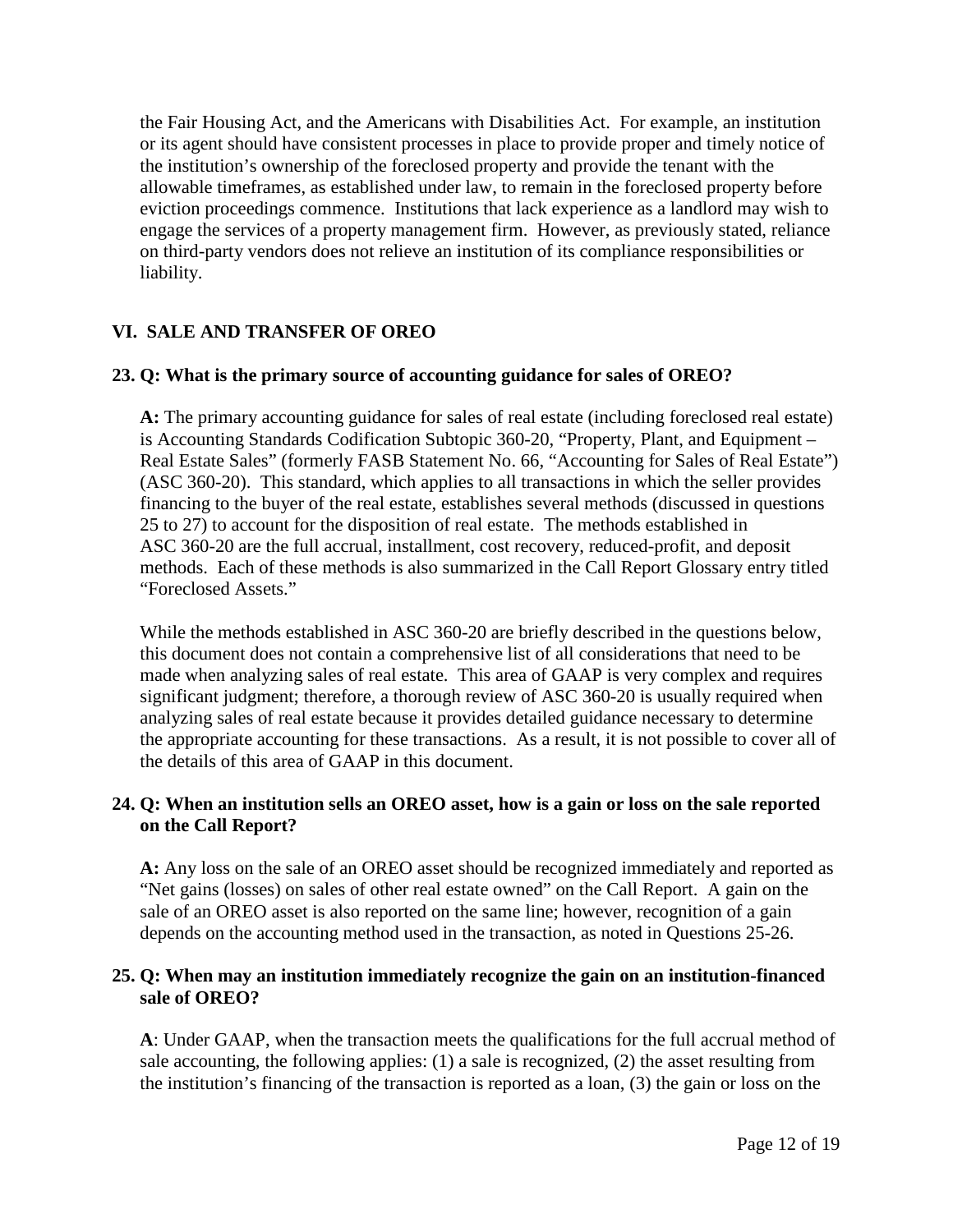the Fair Housing Act, and the Americans with Disabilities Act. For example, an institution or its agent should have consistent processes in place to provide proper and timely notice of the institution's ownership of the foreclosed property and provide the tenant with the allowable timeframes, as established under law, to remain in the foreclosed property before eviction proceedings commence. Institutions that lack experience as a landlord may wish to engage the services of a property management firm. However, as previously stated, reliance on third-party vendors does not relieve an institution of its compliance responsibilities or liability.

## VI. SALE AND TRANSFER OF OREO

### 23. Q: What is the primary source of accounting guidance for sales of OREO?

**A:** The primary accounting guidance for sales of real estate (including foreclosed real estate) is Accounting Standards Codification Subtopic 360-20, "Property, Plant, and Equipment – Real Estate Sales" (formerly FASB Statement No. 66, "Accounting for Sales of Real Estate") (ASC 360-20). This standard, which applies to all transactions in which the seller provides financing to the buyer of the real estate, establishes several methods (discussed in questions 25 to 27) to account for the disposition of real estate. The methods established in ASC 360-20 are the full accrual, installment, cost recovery, reduced-profit, and deposit methods. Each of these methods is also summarized in the Call Report Glossary entry titled "Foreclosed Assets."

While the methods established in ASC 360-20 are briefly described in the questions below, this document does not contain a comprehensive list of all considerations that need to be made when analyzing sales of real estate. This area of GAAP is very complex and requires significant judgment; therefore, a thorough review of ASC 360-20 is usually required when analyzing sales of real estate because it provides detailed guidance necessary to determine the appropriate accounting for these transactions. As a result, it is not possible to cover all of the details of this area of GAAP in this document.

### 24. Q: When an institution sells an OREO asset, how is a gain or loss on the sale reported on the Call Report?

**A:** Any loss on the sale of an OREO asset should be recognized immediately and reported as "Net gains (losses) on sales of other real estate owned" on the Call Report. A gain on the sale of an OREO asset is also reported on the same line; however, recognition of a gain depends on the accounting method used in the transaction, as noted in Questions 25-26.

### 25. Q: When may an institution immediately recognize the gain on an institution-financed sale of OREO?

**A**: Under GAAP, when the transaction meets the qualifications for the full accrual method of sale accounting, the following applies: (1) a sale is recognized, (2) the asset resulting from the institution's financing of the transaction is reported as a loan, (3) the gain or loss on the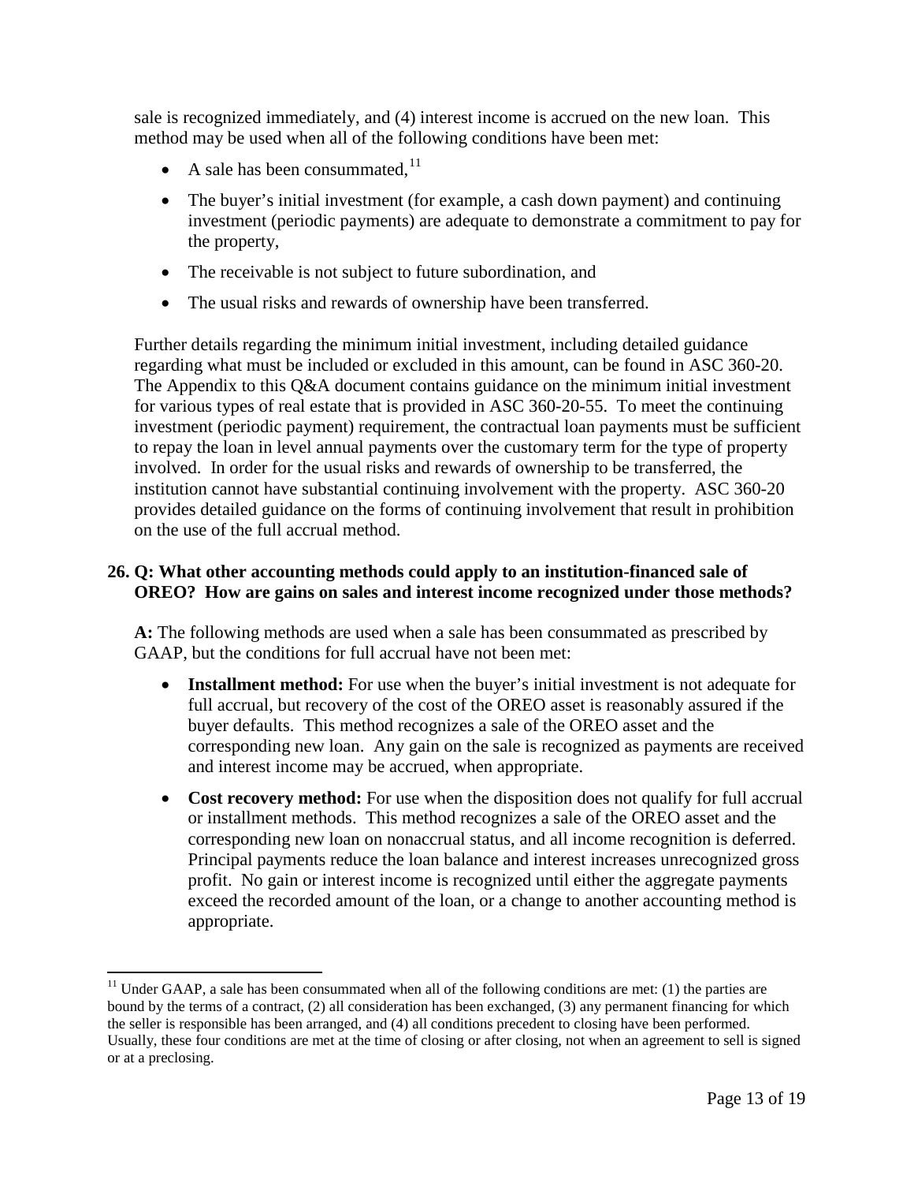sale is recognized immediately, and (4) interest income is accrued on the new loan. This method may be used when all of the following conditions have been met:

- A sale has been consummated,[11]
- The buyer's initial investment (for example, a cash down payment) and continuing investment (periodic payments) are adequate to demonstrate a commitment to pay for the property,
- The receivable is not subject to future subordination, and
- The usual risks and rewards of ownership have been transferred.

Further details regarding the minimum initial investment, including detailed guidance regarding what must be included or excluded in this amount, can be found in ASC 360-20. The Appendix to this Q&A document contains guidance on the minimum initial investment for various types of real estate that is provided in ASC 360-20-55. To meet the continuing investment (periodic payment) requirement, the contractual loan payments must be sufficient to repay the loan in level annual payments over the customary term for the type of property involved. In order for the usual risks and rewards of ownership to be transferred, the institution cannot have substantial continuing involvement with the property. ASC 360-20 provides detailed guidance on the forms of continuing involvement that result in prohibition on the use of the full accrual method.

**26. Q: What other accounting methods could apply to an institution-financed sale of OREO? How are gains on sales and interest income recognized under those methods?**

**A:** The following methods are used when a sale has been consummated as prescribed by GAAP, but the conditions for full accrual have not been met:

- **Installment method:** For use when the buyer's initial investment is not adequate for full accrual, but recovery of the cost of the OREO asset is reasonably assured if the buyer defaults. This method recognizes a sale of the OREO asset and the corresponding new loan. Any gain on the sale is recognized as payments are received and interest income may be accrued, when appropriate.
- **Cost recovery method:** For use when the disposition does not qualify for full accrual or installment methods. This method recognizes a sale of the OREO asset and the corresponding new loan on nonaccrual status, and all income recognition is deferred. Principal payments reduce the loan balance and interest increases unrecognized gross profit. No gain or interest income is recognized until either the aggregate payments exceed the recorded amount of the loan, or a change to another accounting method is appropriate.

---

[11] Under GAAP, a sale has been consummated when all of the following conditions are met: (1) the parties are bound by the terms of a contract, (2) all consideration has been exchanged, (3) any permanent financing for which the seller is responsible has been arranged, and (4) all conditions precedent to closing have been performed. Usually, these four conditions are met at the time of closing or after closing, not when an agreement to sell is signed or at a preclosing.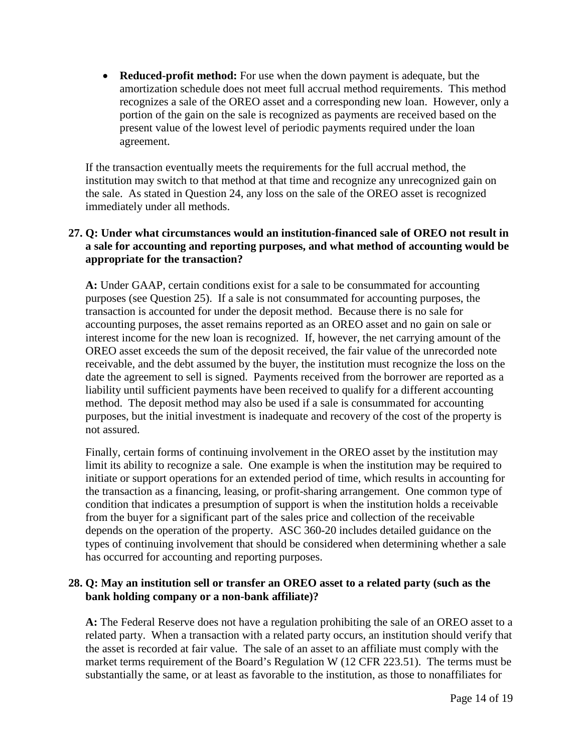- **Reduced-profit method:** For use when the down payment is adequate, but the amortization schedule does not meet full accrual method requirements. This method recognizes a sale of the OREO asset and a corresponding new loan. However, only a portion of the gain on the sale is recognized as payments are received based on the present value of the lowest level of periodic payments required under the loan agreement.

If the transaction eventually meets the requirements for the full accrual method, the institution may switch to that method at that time and recognize any unrecognized gain on the sale. As stated in Question 24, any loss on the sale of the OREO asset is recognized immediately under all methods.

**27. Q: Under what circumstances would an institution-financed sale of OREO not result in a sale for accounting and reporting purposes, and what method of accounting would be appropriate for the transaction?**

**A:** Under GAAP, certain conditions exist for a sale to be consummated for accounting purposes (see Question 25). If a sale is not consummated for accounting purposes, the transaction is accounted for under the deposit method. Because there is no sale for accounting purposes, the asset remains reported as an OREO asset and no gain on sale or interest income for the new loan is recognized. If, however, the net carrying amount of the OREO asset exceeds the sum of the deposit received, the fair value of the unrecorded note receivable, and the debt assumed by the buyer, the institution must recognize the loss on the date the agreement to sell is signed. Payments received from the borrower are reported as a liability until sufficient payments have been received to qualify for a different accounting method. The deposit method may also be used if a sale is consummated for accounting purposes, but the initial investment is inadequate and recovery of the cost of the property is not assured.

Finally, certain forms of continuing involvement in the OREO asset by the institution may limit its ability to recognize a sale. One example is when the institution may be required to initiate or support operations for an extended period of time, which results in accounting for the transaction as a financing, leasing, or profit-sharing arrangement. One common type of condition that indicates a presumption of support is when the institution holds a receivable from the buyer for a significant part of the sales price and collection of the receivable depends on the operation of the property. ASC 360-20 includes detailed guidance on the types of continuing involvement that should be considered when determining whether a sale has occurred for accounting and reporting purposes.

**28. Q: May an institution sell or transfer an OREO asset to a related party (such as the bank holding company or a non-bank affiliate)?**

**A:** The Federal Reserve does not have a regulation prohibiting the sale of an OREO asset to a related party. When a transaction with a related party occurs, an institution should verify that the asset is recorded at fair value. The sale of an asset to an affiliate must comply with the market terms requirement of the Board's Regulation W (12 CFR 223.51). The terms must be substantially the same, or at least as favorable to the institution, as those to nonaffiliates for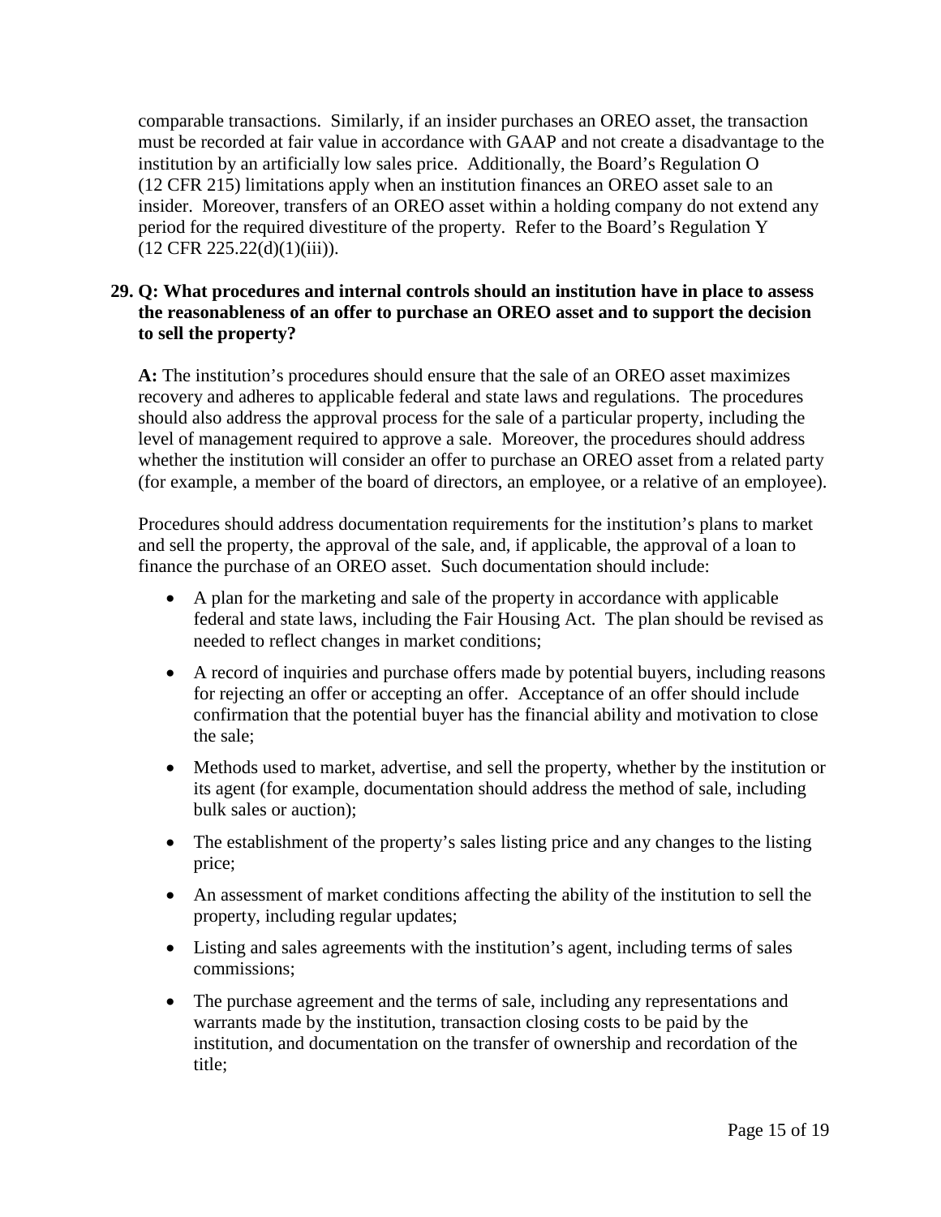comparable transactions. Similarly, if an insider purchases an OREO asset, the transaction must be recorded at fair value in accordance with GAAP and not create a disadvantage to the institution by an artificially low sales price. Additionally, the Board's Regulation O (12 CFR 215) limitations apply when an institution finances an OREO asset sale to an insider. Moreover, transfers of an OREO asset within a holding company do not extend any period for the required divestiture of the property. Refer to the Board's Regulation Y (12 CFR 225.22(d)(1)(iii)).

**29. Q: What procedures and internal controls should an institution have in place to assess the reasonableness of an offer to purchase an OREO asset and to support the decision to sell the property?**

**A:** The institution's procedures should ensure that the sale of an OREO asset maximizes recovery and adheres to applicable federal and state laws and regulations. The procedures should also address the approval process for the sale of a particular property, including the level of management required to approve a sale. Moreover, the procedures should address whether the institution will consider an offer to purchase an OREO asset from a related party (for example, a member of the board of directors, an employee, or a relative of an employee).

Procedures should address documentation requirements for the institution's plans to market and sell the property, the approval of the sale, and, if applicable, the approval of a loan to finance the purchase of an OREO asset. Such documentation should include:

- A plan for the marketing and sale of the property in accordance with applicable federal and state laws, including the Fair Housing Act. The plan should be revised as needed to reflect changes in market conditions;
- A record of inquiries and purchase offers made by potential buyers, including reasons for rejecting an offer or accepting an offer. Acceptance of an offer should include confirmation that the potential buyer has the financial ability and motivation to close the sale;
- Methods used to market, advertise, and sell the property, whether by the institution or its agent (for example, documentation should address the method of sale, including bulk sales or auction);
- The establishment of the property's sales listing price and any changes to the listing price;
- An assessment of market conditions affecting the ability of the institution to sell the property, including regular updates;
- Listing and sales agreements with the institution's agent, including terms of sales commissions;
- The purchase agreement and the terms of sale, including any representations and warrants made by the institution, transaction closing costs to be paid by the institution, and documentation on the transfer of ownership and recordation of the title;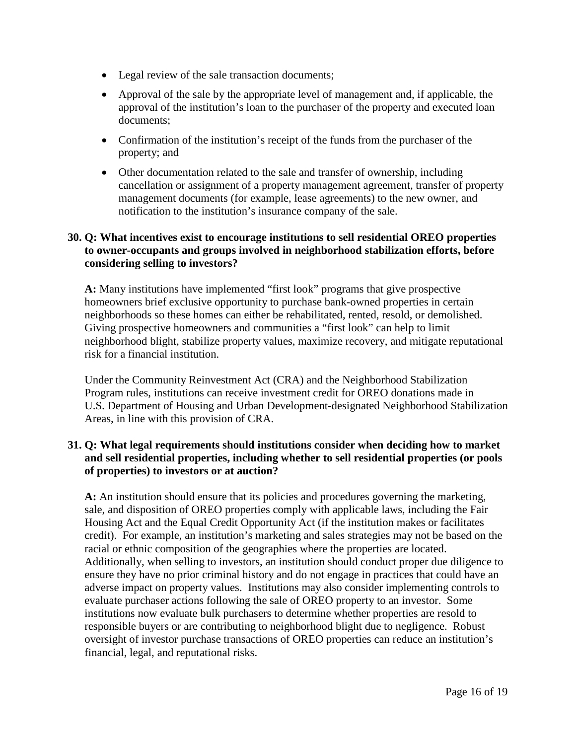- Legal review of the sale transaction documents;
- Approval of the sale by the appropriate level of management and, if applicable, the approval of the institution's loan to the purchaser of the property and executed loan documents;
- Confirmation of the institution's receipt of the funds from the purchaser of the property; and
- Other documentation related to the sale and transfer of ownership, including cancellation or assignment of a property management agreement, transfer of property management documents (for example, lease agreements) to the new owner, and notification to the institution's insurance company of the sale.

**30. Q: What incentives exist to encourage institutions to sell residential OREO properties to owner-occupants and groups involved in neighborhood stabilization efforts, before considering selling to investors?**

**A:** Many institutions have implemented "first look" programs that give prospective homeowners brief exclusive opportunity to purchase bank-owned properties in certain neighborhoods so these homes can either be rehabilitated, rented, resold, or demolished. Giving prospective homeowners and communities a "first look" can help to limit neighborhood blight, stabilize property values, maximize recovery, and mitigate reputational risk for a financial institution.

Under the Community Reinvestment Act (CRA) and the Neighborhood Stabilization Program rules, institutions can receive investment credit for OREO donations made in U.S. Department of Housing and Urban Development-designated Neighborhood Stabilization Areas, in line with this provision of CRA.

**31. Q: What legal requirements should institutions consider when deciding how to market and sell residential properties, including whether to sell residential properties (or pools of properties) to investors or at auction?**

**A:** An institution should ensure that its policies and procedures governing the marketing, sale, and disposition of OREO properties comply with applicable laws, including the Fair Housing Act and the Equal Credit Opportunity Act (if the institution makes or facilitates credit). For example, an institution's marketing and sales strategies may not be based on the racial or ethnic composition of the geographies where the properties are located. Additionally, when selling to investors, an institution should conduct proper due diligence to ensure they have no prior criminal history and do not engage in practices that could have an adverse impact on property values. Institutions may also consider implementing controls to evaluate purchaser actions following the sale of OREO property to an investor. Some institutions now evaluate bulk purchasers to determine whether properties are resold to responsible buyers or are contributing to neighborhood blight due to negligence. Robust oversight of investor purchase transactions of OREO properties can reduce an institution's financial, legal, and reputational risks.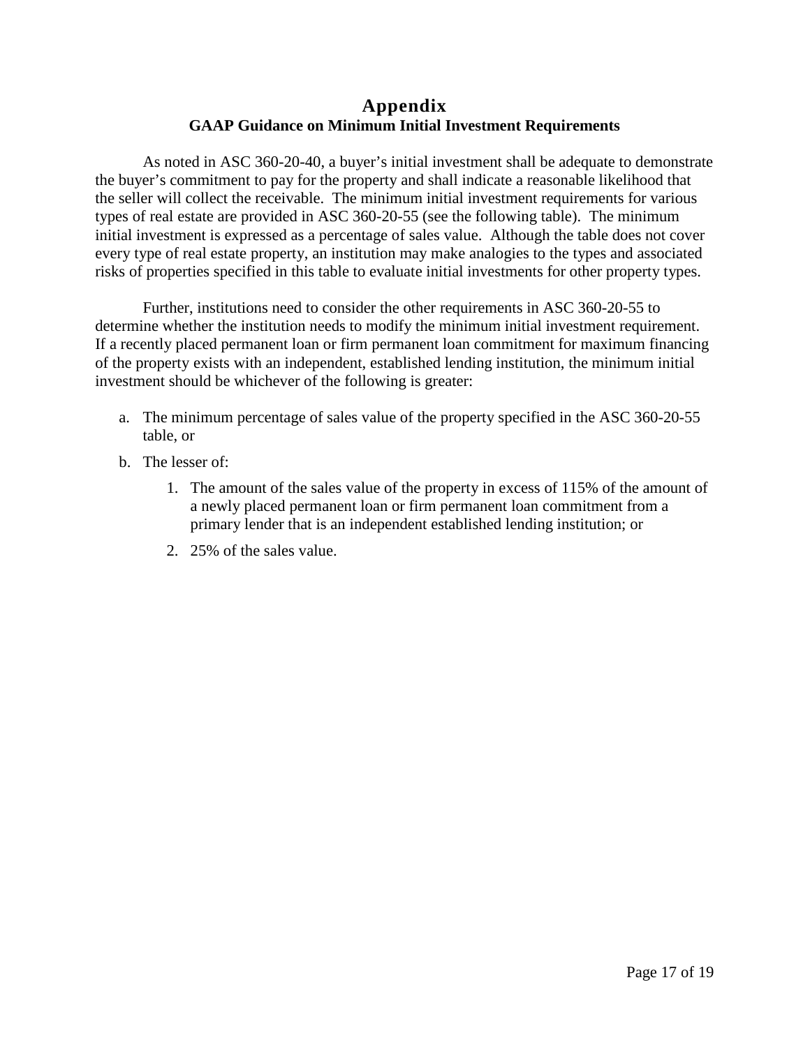# Appendix

## GAAP Guidance on Minimum Initial Investment Requirements

As noted in ASC 360-20-40, a buyer's initial investment shall be adequate to demonstrate the buyer's commitment to pay for the property and shall indicate a reasonable likelihood that the seller will collect the receivable. The minimum initial investment requirements for various types of real estate are provided in ASC 360-20-55 (see the following table). The minimum initial investment is expressed as a percentage of sales value. Although the table does not cover every type of real estate property, an institution may make analogies to the types and associated risks of properties specified in this table to evaluate initial investments for other property types.

Further, institutions need to consider the other requirements in ASC 360-20-55 to determine whether the institution needs to modify the minimum initial investment requirement. If a recently placed permanent loan or firm permanent loan commitment for maximum financing of the property exists with an independent, established lending institution, the minimum initial investment should be whichever of the following is greater:

a. The minimum percentage of sales value of the property specified in the ASC 360-20-55 table, or

b. The lesser of:

   1. The amount of the sales value of the property in excess of 115% of the amount of a newly placed permanent loan or firm permanent loan commitment from a primary lender that is an independent established lending institution; or

   2. 25% of the sales value.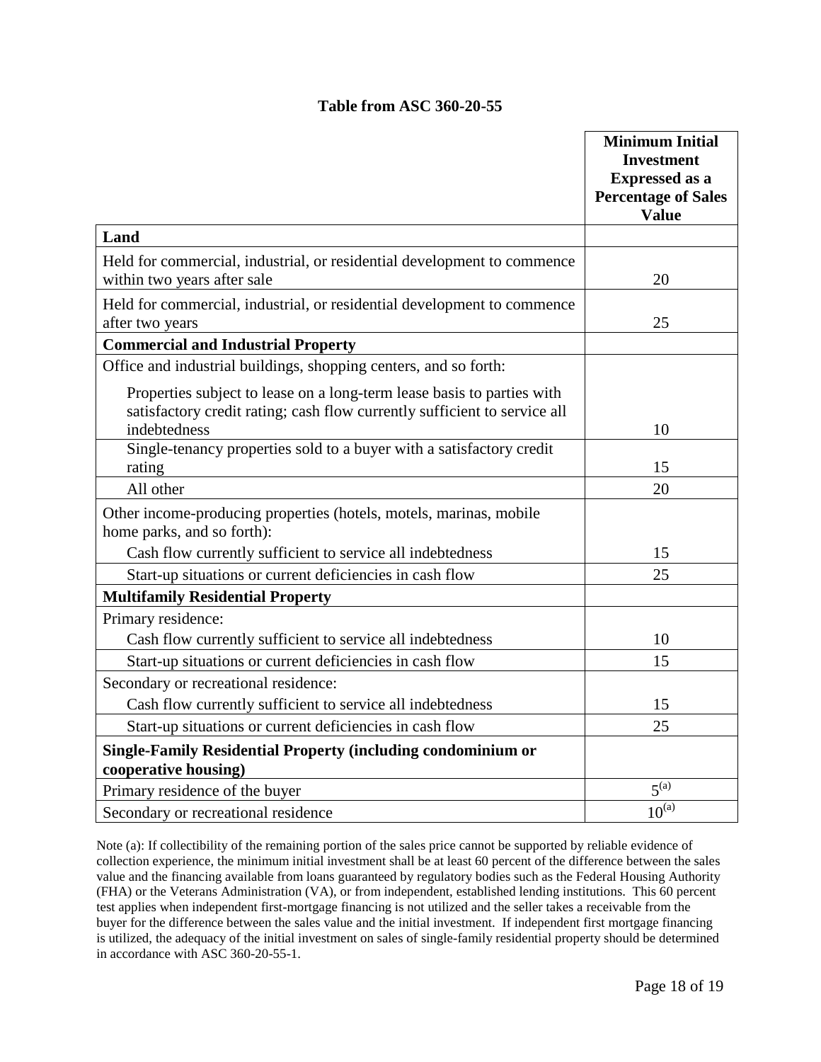**Table from ASC 360-20-55**

| | **Minimum Initial Investment Expressed as a Percentage of Sales Value** |
|---|---|
| **Land** | |
| Held for commercial, industrial, or residential development to commence within two years after sale | 20 |
| Held for commercial, industrial, or residential development to commence after two years | 25 |
| **Commercial and Industrial Property** | |
| Office and industrial buildings, shopping centers, and so forth: | |
| Properties subject to lease on a long-term lease basis to parties with satisfactory credit rating; cash flow currently sufficient to service all indebtedness | 10 |
| Single-tenancy properties sold to a buyer with a satisfactory credit rating | 15 |
| All other | 20 |
| Other income-producing properties (hotels, motels, marinas, mobile home parks, and so forth): | |
| Cash flow currently sufficient to service all indebtedness | 15 |
| Start-up situations or current deficiencies in cash flow | 25 |
| **Multifamily Residential Property** | |
| Primary residence: | |
| Cash flow currently sufficient to service all indebtedness | 10 |
| Start-up situations or current deficiencies in cash flow | 15 |
| Secondary or recreational residence: | |
| Cash flow currently sufficient to service all indebtedness | 15 |
| Start-up situations or current deficiencies in cash flow | 25 |
| **Single-Family Residential Property (including condominium or cooperative housing)** | |
| Primary residence of the buyer | 5[(a)] |
| Secondary or recreational residence | 10[(a)] |

Note (a): If collectibility of the remaining portion of the sales price cannot be supported by reliable evidence of collection experience, the minimum initial investment shall be at least 60 percent of the difference between the sales value and the financing available from loans guaranteed by regulatory bodies such as the Federal Housing Authority (FHA) or the Veterans Administration (VA), or from independent, established lending institutions. This 60 percent test applies when independent first-mortgage financing is not utilized and the seller takes a receivable from the buyer for the difference between the sales value and the initial investment. If independent first mortgage financing is utilized, the adequacy of the initial investment on sales of single-family residential property should be determined in accordance with ASC 360-20-55-1.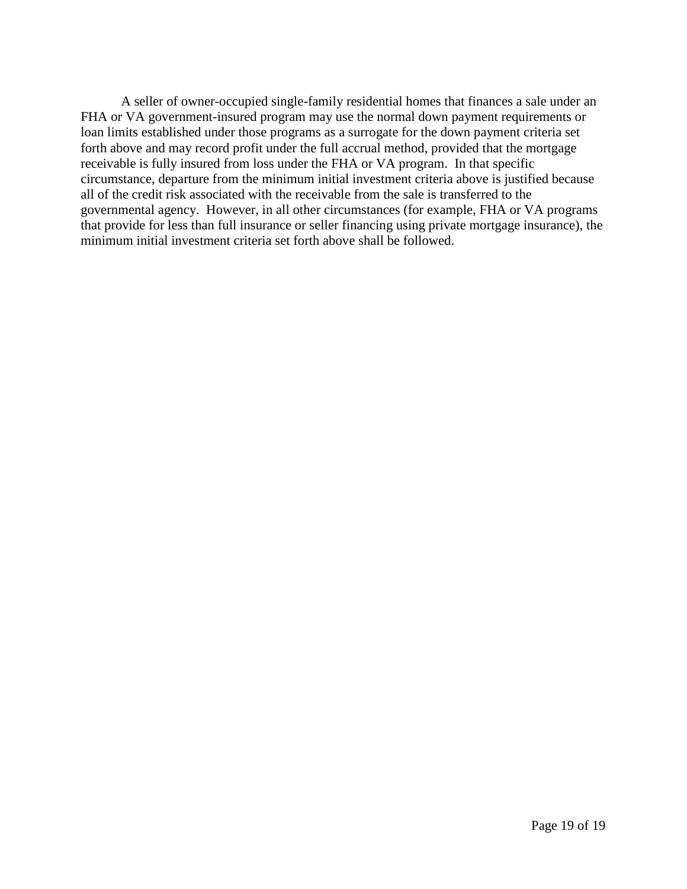A seller of owner-occupied single-family residential homes that finances a sale under an FHA or VA government-insured program may use the normal down payment requirements or loan limits established under those programs as a surrogate for the down payment criteria set forth above and may record profit under the full accrual method, provided that the mortgage receivable is fully insured from loss under the FHA or VA program. In that specific circumstance, departure from the minimum initial investment criteria above is justified because all of the credit risk associated with the receivable from the sale is transferred to the governmental agency. However, in all other circumstances (for example, FHA or VA programs that provide for less than full insurance or seller financing using private mortgage insurance), the minimum initial investment criteria set forth above shall be followed.